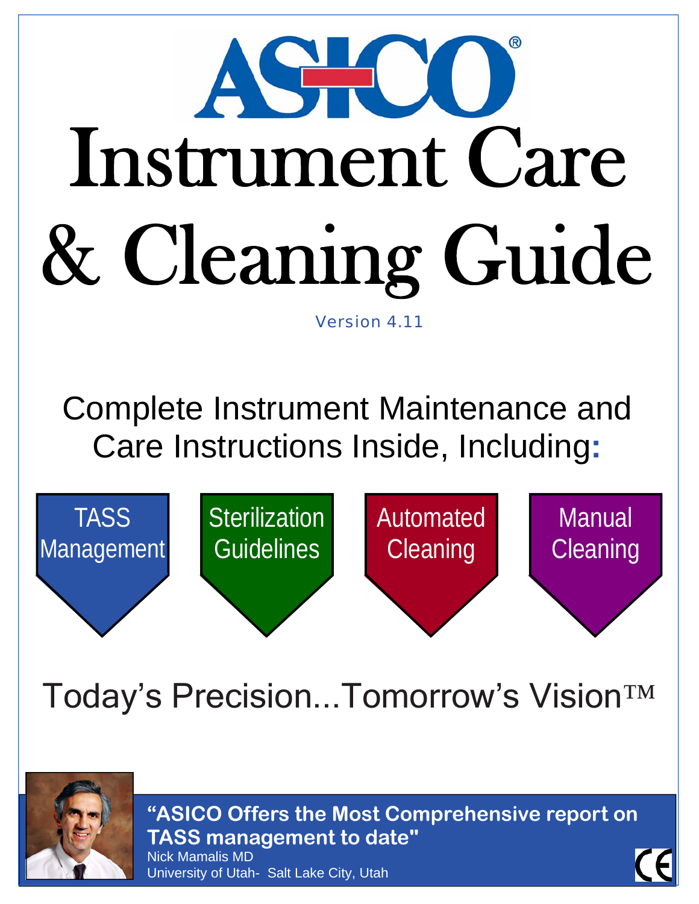# ASICO®

# Instrument Care & Cleaning Guide

Version 4.11

## Complete Instrument Maintenance and Care Instructions Inside, Including:

- TASS Management
- Sterilization Guidelines
- Automated Cleaning
- Manual Cleaning

Today's Precision...Tomorrow's Vision™

**"ASICO Offers the Most Comprehensive report on TASS management to date"**
Nick Mamalis MD
University of Utah- Salt Lake City, Utah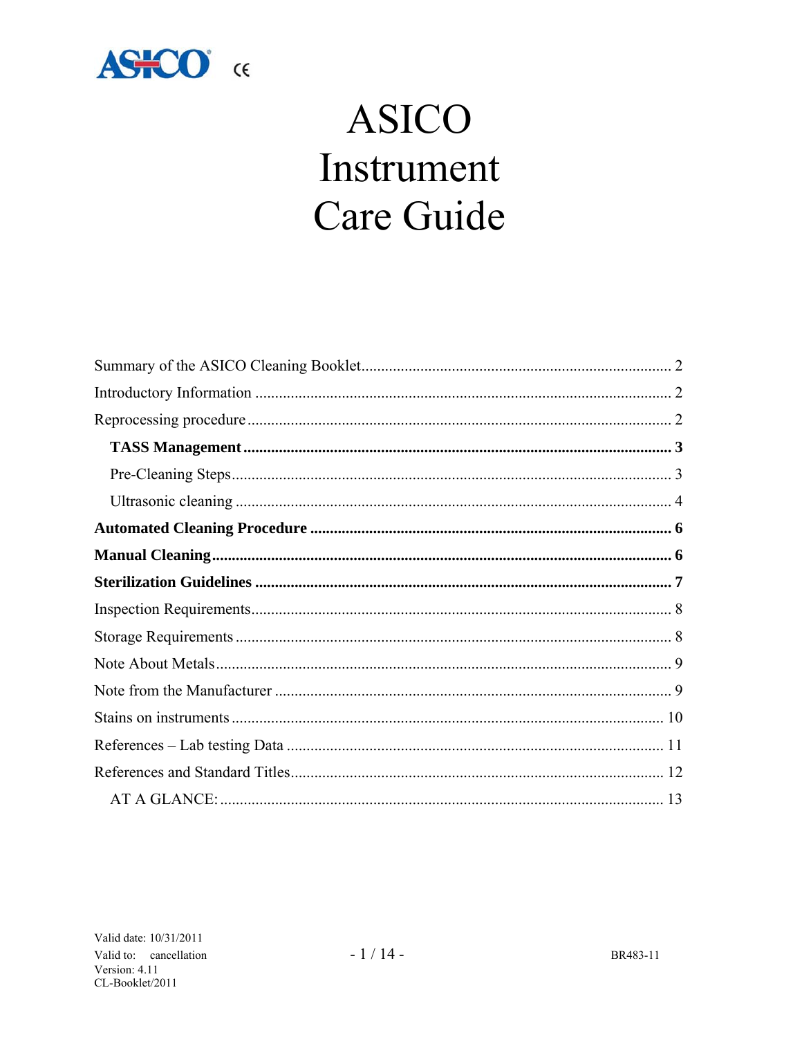ASICO CE

# ASICO Instrument Care Guide

Summary of the ASICO Cleaning Booklet ........ 2
Introductory Information ........ 2
Reprocessing procedure ........ 2
- **TASS Management ........ 3**
- Pre-Cleaning Steps ........ 3
- Ultrasonic cleaning ........ 4

**Automated Cleaning Procedure ........ 6**
**Manual Cleaning ........ 6**
**Sterilization Guidelines ........ 7**
Inspection Requirements ........ 8
Storage Requirements ........ 8
Note About Metals ........ 9
Note from the Manufacturer ........ 9
Stains on instruments ........ 10
References – Lab testing Data ........ 11
References and Standard Titles ........ 12
- AT A GLANCE: ........ 13

Valid date: 10/31/2011
Valid to: cancellation
Version: 4.11
CL-Booklet/2011

BR483-11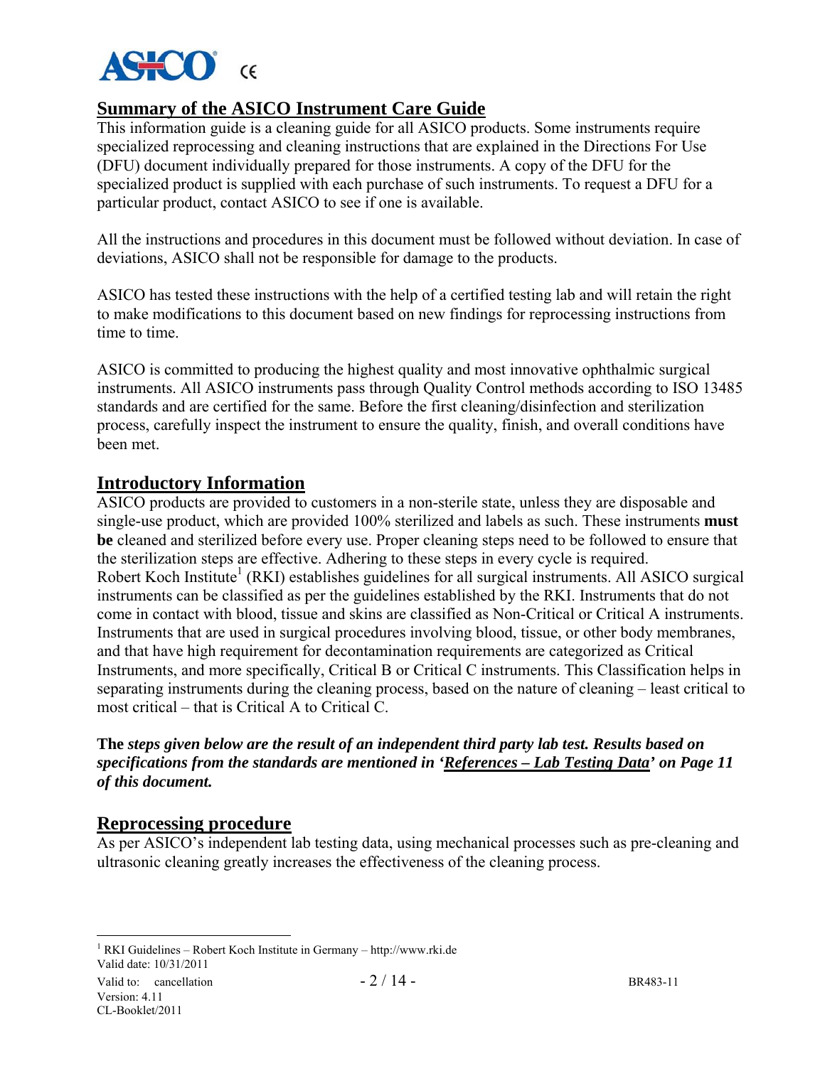## Summary of the ASICO Instrument Care Guide

This information guide is a cleaning guide for all ASICO products. Some instruments require specialized reprocessing and cleaning instructions that are explained in the Directions For Use (DFU) document individually prepared for those instruments. A copy of the DFU for the specialized product is supplied with each purchase of such instruments. To request a DFU for a particular product, contact ASICO to see if one is available.

All the instructions and procedures in this document must be followed without deviation. In case of deviations, ASICO shall not be responsible for damage to the products.

ASICO has tested these instructions with the help of a certified testing lab and will retain the right to make modifications to this document based on new findings for reprocessing instructions from time to time.

ASICO is committed to producing the highest quality and most innovative ophthalmic surgical instruments. All ASICO instruments pass through Quality Control methods according to ISO 13485 standards and are certified for the same. Before the first cleaning/disinfection and sterilization process, carefully inspect the instrument to ensure the quality, finish, and overall conditions have been met.

## Introductory Information

ASICO products are provided to customers in a non-sterile state, unless they are disposable and single-use product, which are provided 100% sterilized and labels as such. These instruments **must be** cleaned and sterilized before every use. Proper cleaning steps need to be followed to ensure that the sterilization steps are effective. Adhering to these steps in every cycle is required.
Robert Koch Institute[1] (RKI) establishes guidelines for all surgical instruments. All ASICO surgical instruments can be classified as per the guidelines established by the RKI. Instruments that do not come in contact with blood, tissue and skins are classified as Non-Critical or Critical A instruments. Instruments that are used in surgical procedures involving blood, tissue, or other body membranes, and that have high requirement for decontamination requirements are categorized as Critical Instruments, and more specifically, Critical B or Critical C instruments. This Classification helps in separating instruments during the cleaning process, based on the nature of cleaning – least critical to most critical – that is Critical A to Critical C.

**The *steps given below are the result of an independent third party lab test. Results based on specifications from the standards are mentioned in '<u>References – Lab Testing Data</u>' on Page 11 of this document.***

## Reprocessing procedure

As per ASICO's independent lab testing data, using mechanical processes such as pre-cleaning and ultrasonic cleaning greatly increases the effectiveness of the cleaning process.

[1] RKI Guidelines – Robert Koch Institute in Germany – http://www.rki.de

Valid date: 10/31/2011
Valid to: cancellation
Version: 4.11
CL-Booklet/2011
BR483-11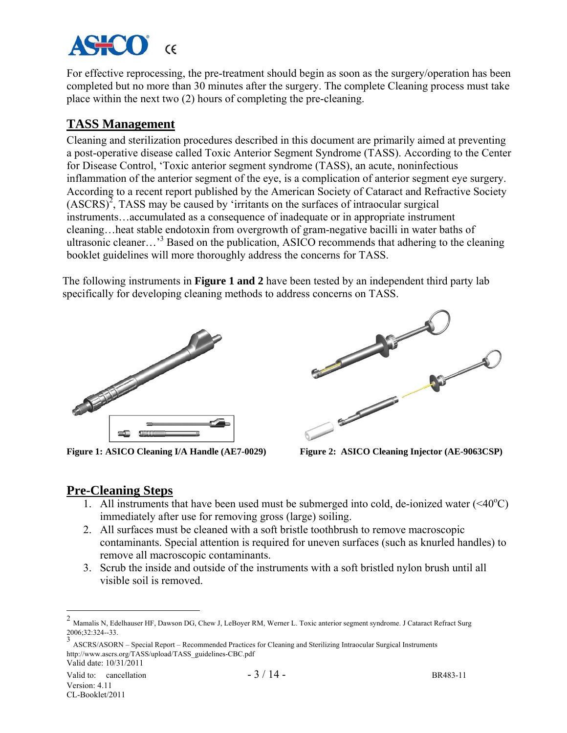For effective reprocessing, the pre-treatment should begin as soon as the surgery/operation has been completed but no more than 30 minutes after the surgery. The complete Cleaning process must take place within the next two (2) hours of completing the pre-cleaning.

## TASS Management

Cleaning and sterilization procedures described in this document are primarily aimed at preventing a post-operative disease called Toxic Anterior Segment Syndrome (TASS). According to the Center for Disease Control, 'Toxic anterior segment syndrome (TASS), an acute, noninfectious inflammation of the anterior segment of the eye, is a complication of anterior segment eye surgery. According to a recent report published by the American Society of Cataract and Refractive Society (ASCRS)[2], TASS may be caused by 'irritants on the surfaces of intraocular surgical instruments…accumulated as a consequence of inadequate or in appropriate instrument cleaning…heat stable endotoxin from overgrowth of gram-negative bacilli in water baths of ultrasonic cleaner…'[3] Based on the publication, ASICO recommends that adhering to the cleaning booklet guidelines will more thoroughly address the concerns for TASS.

The following instruments in **Figure 1 and 2** have been tested by an independent third party lab specifically for developing cleaning methods to address concerns on TASS.

**Figure 1: ASICO Cleaning I/A Handle (AE7-0029)**

**Figure 2: ASICO Cleaning Injector (AE-9063CSP)**

## Pre-Cleaning Steps

1. All instruments that have been used must be submerged into cold, de-ionized water (<40°C) immediately after use for removing gross (large) soiling.
2. All surfaces must be cleaned with a soft bristle toothbrush to remove macroscopic contaminants. Special attention is required for uneven surfaces (such as knurled handles) to remove all macroscopic contaminants.
3. Scrub the inside and outside of the instruments with a soft bristled nylon brush until all visible soil is removed.

---

[2] Mamalis N, Edelhauser HF, Dawson DG, Chew J, LeBoyer RM, Werner L. Toxic anterior segment syndrome. J Cataract Refract Surg 2006;32:324--33.

[3] ASCRS/ASORN – Special Report – Recommended Practices for Cleaning and Sterilizing Intraocular Surgical Instruments http://www.ascrs.org/TASS/upload/TASS_guidelines-CBC.pdf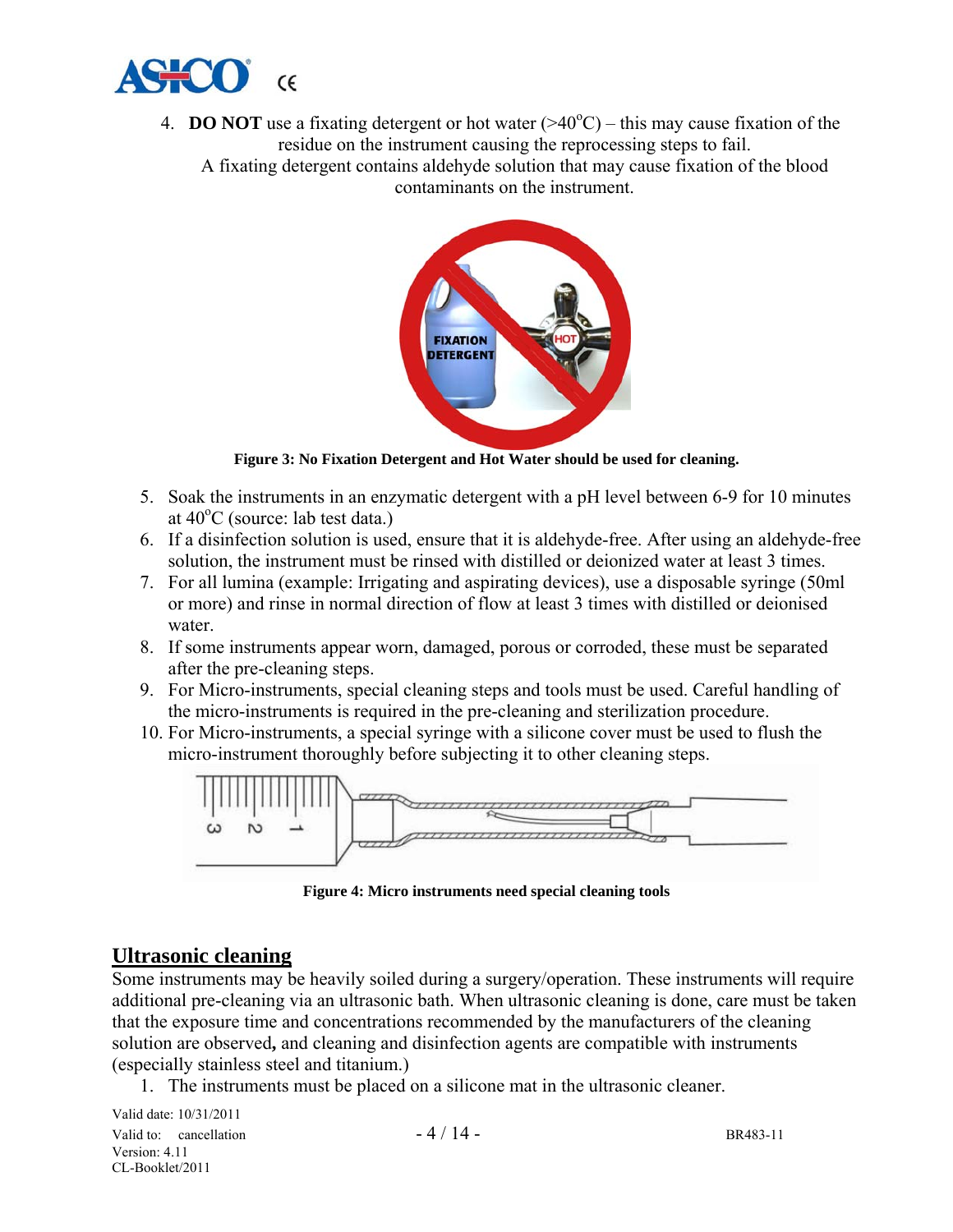4. **DO NOT** use a fixating detergent or hot water (>40$^{o}$C) – this may cause fixation of the residue on the instrument causing the reprocessing steps to fail.
   A fixating detergent contains aldehyde solution that may cause fixation of the blood contaminants on the instrument.

**Figure 3: No Fixation Detergent and Hot Water should be used for cleaning.**

5. Soak the instruments in an enzymatic detergent with a pH level between 6-9 for 10 minutes at 40$^{o}$C (source: lab test data.)
6. If a disinfection solution is used, ensure that it is aldehyde-free. After using an aldehyde-free solution, the instrument must be rinsed with distilled or deionized water at least 3 times.
7. For all lumina (example: Irrigating and aspirating devices), use a disposable syringe (50ml or more) and rinse in normal direction of flow at least 3 times with distilled or deionised water.
8. If some instruments appear worn, damaged, porous or corroded, these must be separated after the pre-cleaning steps.
9. For Micro-instruments, special cleaning steps and tools must be used. Careful handling of the micro-instruments is required in the pre-cleaning and sterilization procedure.
10. For Micro-instruments, a special syringe with a silicone cover must be used to flush the micro-instrument thoroughly before subjecting it to other cleaning steps.

**Figure 4: Micro instruments need special cleaning tools**

## Ultrasonic cleaning

Some instruments may be heavily soiled during a surgery/operation. These instruments will require additional pre-cleaning via an ultrasonic bath. When ultrasonic cleaning is done, care must be taken that the exposure time and concentrations recommended by the manufacturers of the cleaning solution are observed**,** and cleaning and disinfection agents are compatible with instruments (especially stainless steel and titanium.)

1. The instruments must be placed on a silicone mat in the ultrasonic cleaner.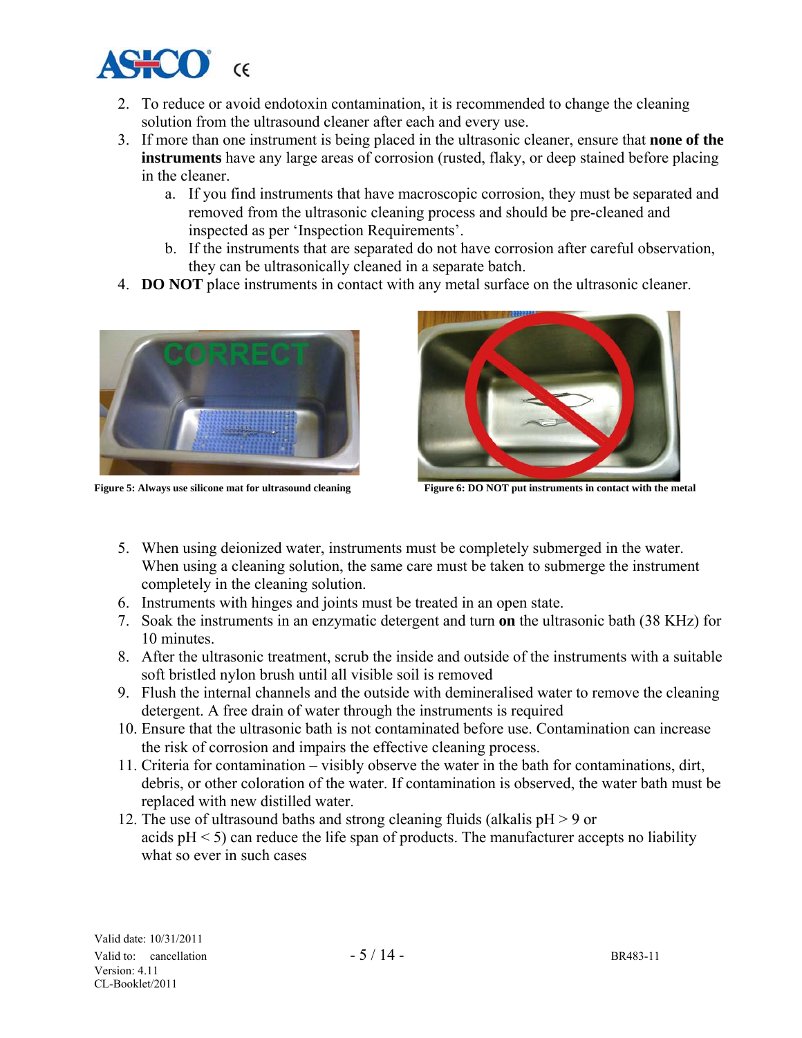2. To reduce or avoid endotoxin contamination, it is recommended to change the cleaning solution from the ultrasound cleaner after each and every use.
3. If more than one instrument is being placed in the ultrasonic cleaner, ensure that **none of the instruments** have any large areas of corrosion (rusted, flaky, or deep stained before placing in the cleaner.
   a. If you find instruments that have macroscopic corrosion, they must be separated and removed from the ultrasonic cleaning process and should be pre-cleaned and inspected as per 'Inspection Requirements'.
   b. If the instruments that are separated do not have corrosion after careful observation, they can be ultrasonically cleaned in a separate batch.
4. **DO NOT** place instruments in contact with any metal surface on the ultrasonic cleaner.

**Figure 5: Always use silicone mat for ultrasound cleaning**

**Figure 6: DO NOT put instruments in contact with the metal**

5. When using deionized water, instruments must be completely submerged in the water. When using a cleaning solution, the same care must be taken to submerge the instrument completely in the cleaning solution.
6. Instruments with hinges and joints must be treated in an open state.
7. Soak the instruments in an enzymatic detergent and turn **on** the ultrasonic bath (38 KHz) for 10 minutes.
8. After the ultrasonic treatment, scrub the inside and outside of the instruments with a suitable soft bristled nylon brush until all visible soil is removed
9. Flush the internal channels and the outside with demineralised water to remove the cleaning detergent. A free drain of water through the instruments is required
10. Ensure that the ultrasonic bath is not contaminated before use. Contamination can increase the risk of corrosion and impairs the effective cleaning process.
11. Criteria for contamination – visibly observe the water in the bath for contaminations, dirt, debris, or other coloration of the water. If contamination is observed, the water bath must be replaced with new distilled water.
12. The use of ultrasound baths and strong cleaning fluids (alkalis pH > 9 or acids pH < 5) can reduce the life span of products. The manufacturer accepts no liability what so ever in such cases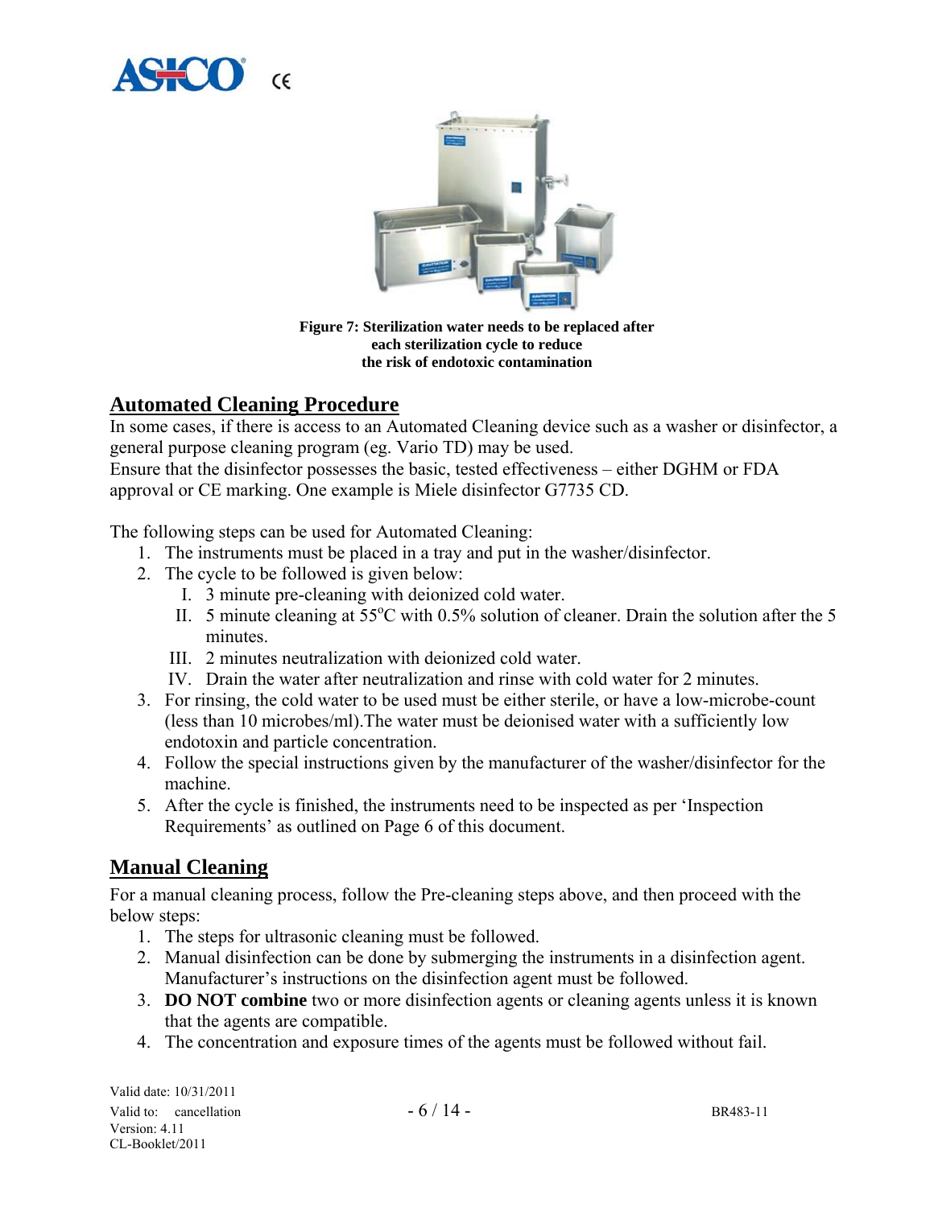**Figure 7: Sterilization water needs to be replaced after each sterilization cycle to reduce the risk of endotoxic contamination**

## Automated Cleaning Procedure

In some cases, if there is access to an Automated Cleaning device such as a washer or disinfector, a general purpose cleaning program (eg. Vario TD) may be used.
Ensure that the disinfector possesses the basic, tested effectiveness – either DGHM or FDA approval or CE marking. One example is Miele disinfector G7735 CD.

The following steps can be used for Automated Cleaning:

1. The instruments must be placed in a tray and put in the washer/disinfector.
2. The cycle to be followed is given below:
   I. 3 minute pre-cleaning with deionized cold water.
   II. 5 minute cleaning at 55°C with 0.5% solution of cleaner. Drain the solution after the 5 minutes.
   III. 2 minutes neutralization with deionized cold water.
   IV. Drain the water after neutralization and rinse with cold water for 2 minutes.
3. For rinsing, the cold water to be used must be either sterile, or have a low-microbe-count (less than 10 microbes/ml).The water must be deionised water with a sufficiently low endotoxin and particle concentration.
4. Follow the special instructions given by the manufacturer of the washer/disinfector for the machine.
5. After the cycle is finished, the instruments need to be inspected as per 'Inspection Requirements' as outlined on Page 6 of this document.

## Manual Cleaning

For a manual cleaning process, follow the Pre-cleaning steps above, and then proceed with the below steps:

1. The steps for ultrasonic cleaning must be followed.
2. Manual disinfection can be done by submerging the instruments in a disinfection agent. Manufacturer's instructions on the disinfection agent must be followed.
3. **DO NOT combine** two or more disinfection agents or cleaning agents unless it is known that the agents are compatible.
4. The concentration and exposure times of the agents must be followed without fail.

Valid date: 10/31/2011
Valid to: cancellation
Version: 4.11
CL-Booklet/2011

BR483-11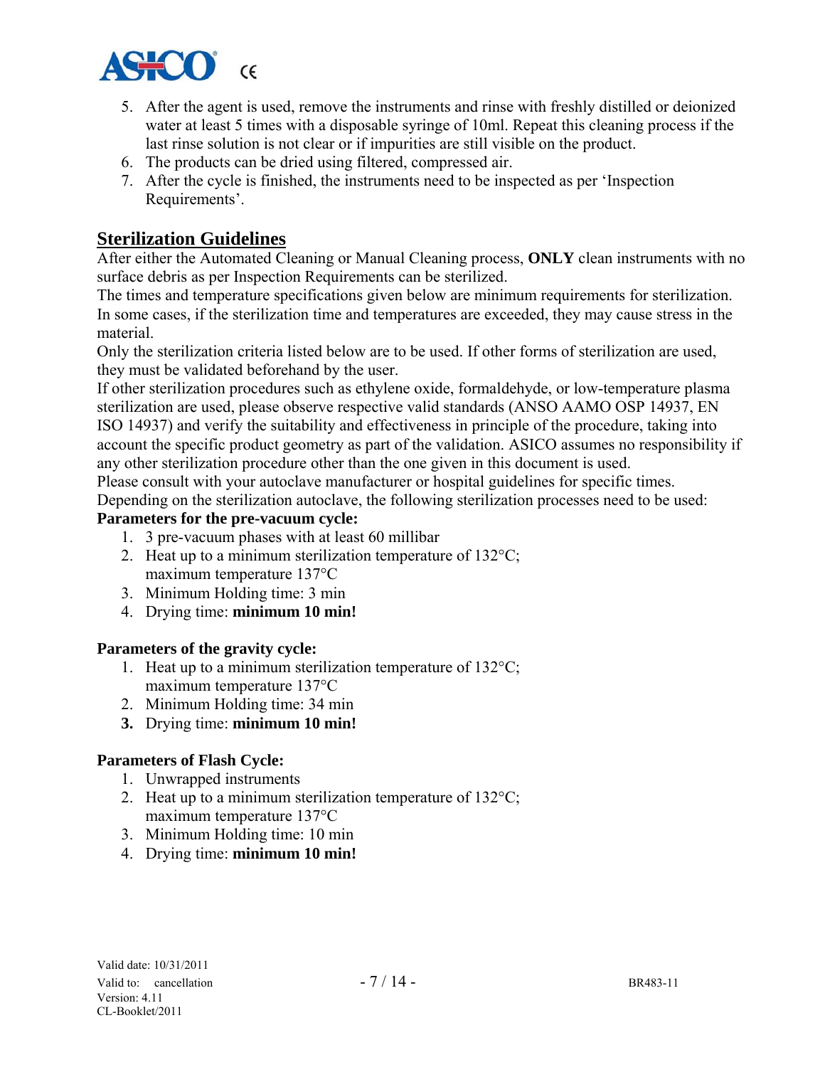5. After the agent is used, remove the instruments and rinse with freshly distilled or deionized water at least 5 times with a disposable syringe of 10ml. Repeat this cleaning process if the last rinse solution is not clear or if impurities are still visible on the product.
6. The products can be dried using filtered, compressed air.
7. After the cycle is finished, the instruments need to be inspected as per 'Inspection Requirements'.

## Sterilization Guidelines

After either the Automated Cleaning or Manual Cleaning process, **ONLY** clean instruments with no surface debris as per Inspection Requirements can be sterilized.
The times and temperature specifications given below are minimum requirements for sterilization. In some cases, if the sterilization time and temperatures are exceeded, they may cause stress in the material.
Only the sterilization criteria listed below are to be used. If other forms of sterilization are used, they must be validated beforehand by the user.
If other sterilization procedures such as ethylene oxide, formaldehyde, or low-temperature plasma sterilization are used, please observe respective valid standards (ANSO AAMO OSP 14937, EN ISO 14937) and verify the suitability and effectiveness in principle of the procedure, taking into account the specific product geometry as part of the validation. ASICO assumes no responsibility if any other sterilization procedure other than the one given in this document is used.
Please consult with your autoclave manufacturer or hospital guidelines for specific times.
Depending on the sterilization autoclave, the following sterilization processes need to be used:

**Parameters for the pre-vacuum cycle:**

1. 3 pre-vacuum phases with at least 60 millibar
2. Heat up to a minimum sterilization temperature of 132°C; maximum temperature 137°C
3. Minimum Holding time: 3 min
4. Drying time: **minimum 10 min!**

**Parameters of the gravity cycle:**

1. Heat up to a minimum sterilization temperature of 132°C; maximum temperature 137°C
2. Minimum Holding time: 34 min
3. Drying time: **minimum 10 min!**

**Parameters of Flash Cycle:**

1. Unwrapped instruments
2. Heat up to a minimum sterilization temperature of 132°C; maximum temperature 137°C
3. Minimum Holding time: 10 min
4. Drying time: **minimum 10 min!**

Valid date: 10/31/2011
Valid to: cancellation
Version: 4.11
CL-Booklet/2011

BR483-11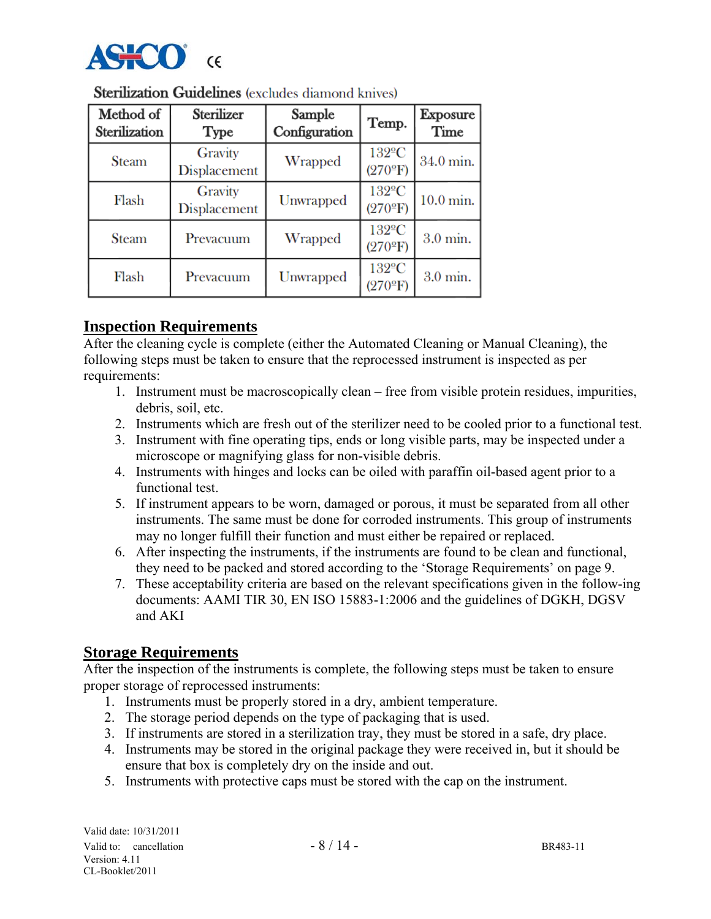ASICO CE

**Sterilization Guidelines** (excludes diamond knives)

| Method of Sterilization | Sterilizer Type | Sample Configuration | Temp. | Exposure Time |
|---|---|---|---|---|
| Steam | Gravity Displacement | Wrapped | 132ºC (270ºF) | 34.0 min. |
| Flash | Gravity Displacement | Unwrapped | 132ºC (270ºF) | 10.0 min. |
| Steam | Prevacuum | Wrapped | 132ºC (270ºF) | 3.0 min. |
| Flash | Prevacuum | Unwrapped | 132ºC (270ºF) | 3.0 min. |

## Inspection Requirements

After the cleaning cycle is complete (either the Automated Cleaning or Manual Cleaning), the following steps must be taken to ensure that the reprocessed instrument is inspected as per requirements:

1. Instrument must be macroscopically clean – free from visible protein residues, impurities, debris, soil, etc.
2. Instruments which are fresh out of the sterilizer need to be cooled prior to a functional test.
3. Instrument with fine operating tips, ends or long visible parts, may be inspected under a microscope or magnifying glass for non-visible debris.
4. Instruments with hinges and locks can be oiled with paraffin oil-based agent prior to a functional test.
5. If instrument appears to be worn, damaged or porous, it must be separated from all other instruments. The same must be done for corroded instruments. This group of instruments may no longer fulfill their function and must either be repaired or replaced.
6. After inspecting the instruments, if the instruments are found to be clean and functional, they need to be packed and stored according to the 'Storage Requirements' on page 9.
7. These acceptability criteria are based on the relevant specifications given in the follow-ing documents: AAMI TIR 30, EN ISO 15883-1:2006 and the guidelines of DGKH, DGSV and AKI

## Storage Requirements

After the inspection of the instruments is complete, the following steps must be taken to ensure proper storage of reprocessed instruments:

1. Instruments must be properly stored in a dry, ambient temperature.
2. The storage period depends on the type of packaging that is used.
3. If instruments are stored in a sterilization tray, they must be stored in a safe, dry place.
4. Instruments may be stored in the original package they were received in, but it should be ensure that box is completely dry on the inside and out.
5. Instruments with protective caps must be stored with the cap on the instrument.

Valid date: 10/31/2011
Valid to: cancellation
Version: 4.11
CL-Booklet/2011

BR483-11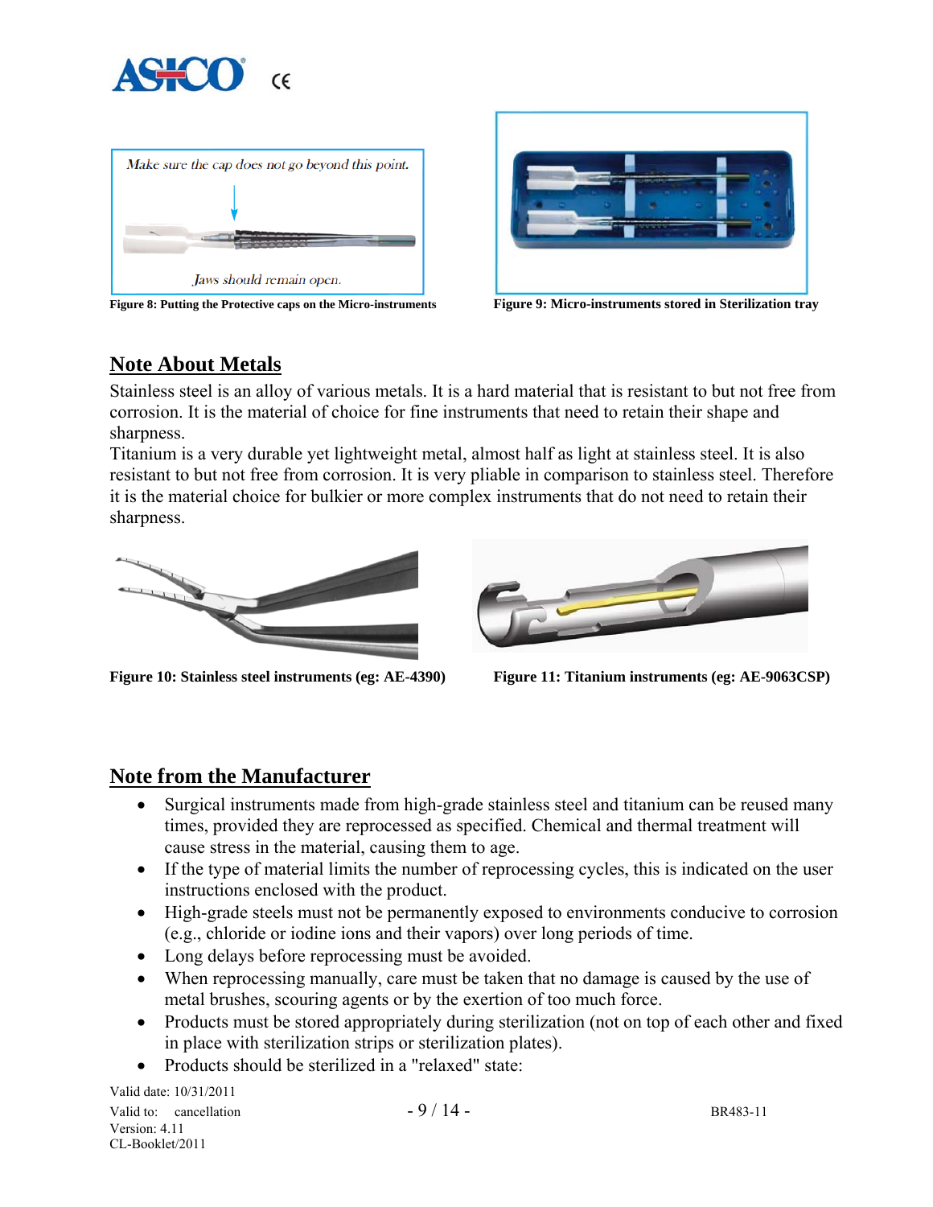Make sure the cap does not go beyond this point.

Jaws should remain open.

**Figure 8: Putting the Protective caps on the Micro-instruments**

**Figure 9: Micro-instruments stored in Sterilization tray**

## Note About Metals

Stainless steel is an alloy of various metals. It is a hard material that is resistant to but not free from corrosion. It is the material of choice for fine instruments that need to retain their shape and sharpness.
Titanium is a very durable yet lightweight metal, almost half as light at stainless steel. It is also resistant to but not free from corrosion. It is very pliable in comparison to stainless steel. Therefore it is the material choice for bulkier or more complex instruments that do not need to retain their sharpness.

**Figure 10: Stainless steel instruments (eg: AE-4390)**

**Figure 11: Titanium instruments (eg: AE-9063CSP)**

## Note from the Manufacturer

- Surgical instruments made from high-grade stainless steel and titanium can be reused many times, provided they are reprocessed as specified. Chemical and thermal treatment will cause stress in the material, causing them to age.
- If the type of material limits the number of reprocessing cycles, this is indicated on the user instructions enclosed with the product.
- High-grade steels must not be permanently exposed to environments conducive to corrosion (e.g., chloride or iodine ions and their vapors) over long periods of time.
- Long delays before reprocessing must be avoided.
- When reprocessing manually, care must be taken that no damage is caused by the use of metal brushes, scouring agents or by the exertion of too much force.
- Products must be stored appropriately during sterilization (not on top of each other and fixed in place with sterilization strips or sterilization plates).
- Products should be sterilized in a "relaxed" state:

Valid date: 10/31/2011
Valid to: cancellation
Version: 4.11
CL-Booklet/2011

BR483-11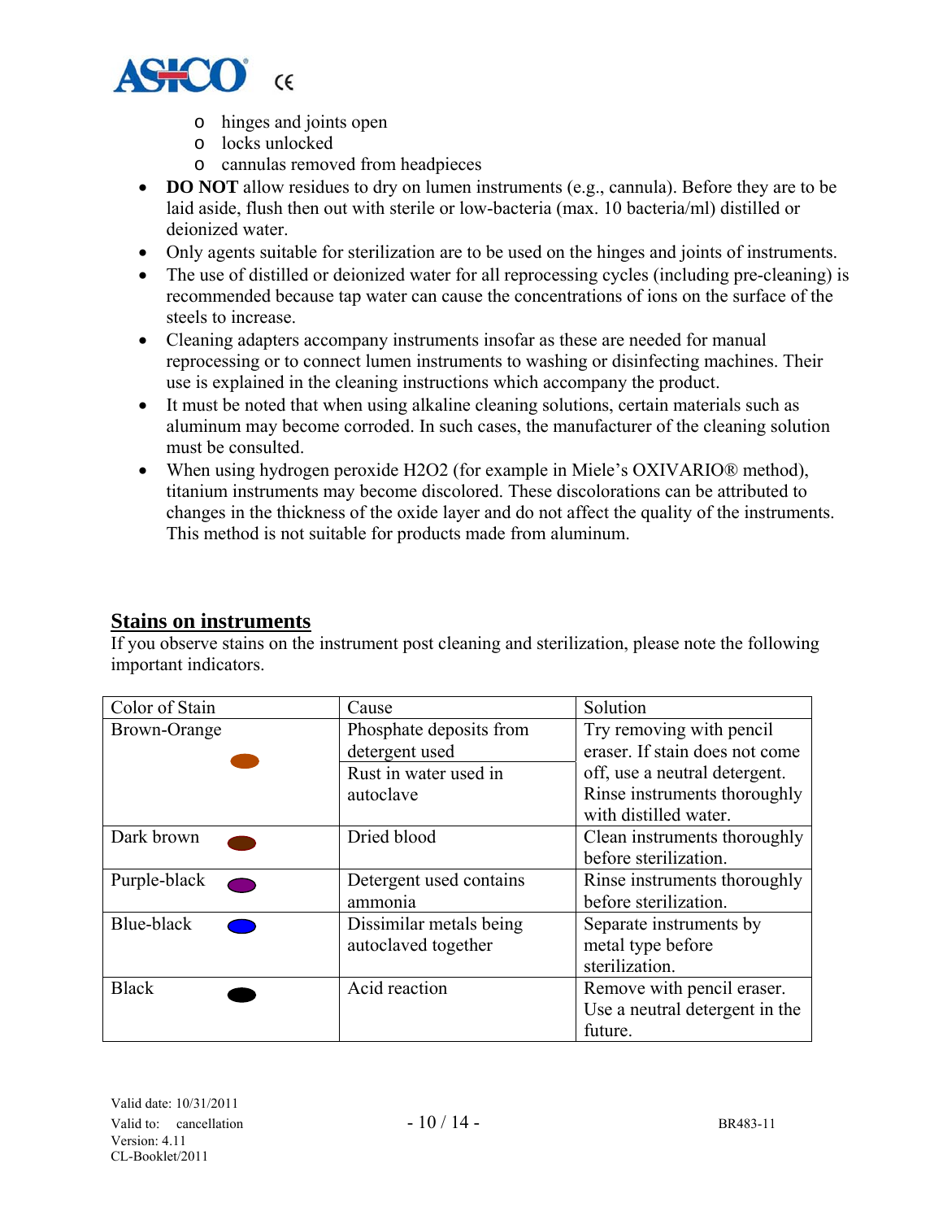- hinges and joints open
  - locks unlocked
  - cannulas removed from headpieces
- **DO NOT** allow residues to dry on lumen instruments (e.g., cannula). Before they are to be laid aside, flush then out with sterile or low-bacteria (max. 10 bacteria/ml) distilled or deionized water.
- Only agents suitable for sterilization are to be used on the hinges and joints of instruments.
- The use of distilled or deionized water for all reprocessing cycles (including pre-cleaning) is recommended because tap water can cause the concentrations of ions on the surface of the steels to increase.
- Cleaning adapters accompany instruments insofar as these are needed for manual reprocessing or to connect lumen instruments to washing or disinfecting machines. Their use is explained in the cleaning instructions which accompany the product.
- It must be noted that when using alkaline cleaning solutions, certain materials such as aluminum may become corroded. In such cases, the manufacturer of the cleaning solution must be consulted.
- When using hydrogen peroxide $H_2O_2$ (for example in Miele's OXIVARIO® method), titanium instruments may become discolored. These discolorations can be attributed to changes in the thickness of the oxide layer and do not affect the quality of the instruments. This method is not suitable for products made from aluminum.

## Stains on instruments

If you observe stains on the instrument post cleaning and sterilization, please note the following important indicators.

| Color of Stain | Cause | Solution |
|---|---|---|
| Brown-Orange | Phosphate deposits from detergent used<br>Rust in water used in autoclave | Try removing with pencil eraser. If stain does not come off, use a neutral detergent. Rinse instruments thoroughly with distilled water. |
| Dark brown | Dried blood | Clean instruments thoroughly before sterilization. |
| Purple-black | Detergent used contains ammonia | Rinse instruments thoroughly before sterilization. |
| Blue-black | Dissimilar metals being autoclaved together | Separate instruments by metal type before sterilization. |
| Black | Acid reaction | Remove with pencil eraser. Use a neutral detergent in the future. |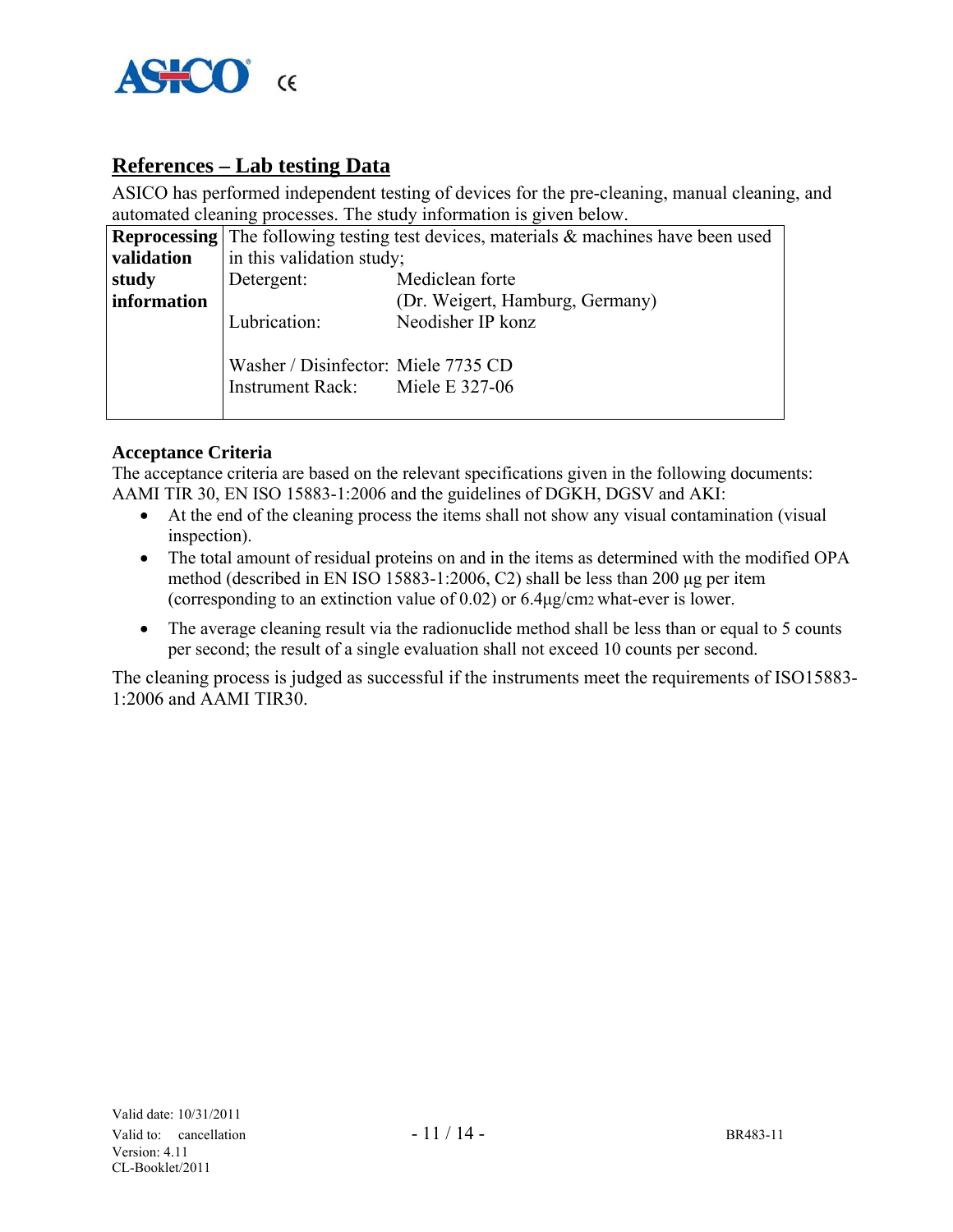## References – Lab testing Data

ASICO has performed independent testing of devices for the pre-cleaning, manual cleaning, and automated cleaning processes. The study information is given below.

| **Reprocessing validation study information** | The following testing test devices, materials & machines have been used in this validation study;<br>Detergent: Mediclean forte (Dr. Weigert, Hamburg, Germany)<br>Lubrication: Neodisher IP konz<br><br>Washer / Disinfector: Miele 7735 CD<br>Instrument Rack: Miele E 327-06 |
|---|---|

**Acceptance Criteria**

The acceptance criteria are based on the relevant specifications given in the following documents: AAMI TIR 30, EN ISO 15883-1:2006 and the guidelines of DGKH, DGSV and AKI:

- At the end of the cleaning process the items shall not show any visual contamination (visual inspection).
- The total amount of residual proteins on and in the items as determined with the modified OPA method (described in EN ISO 15883-1:2006, C2) shall be less than 200 µg per item (corresponding to an extinction value of 0.02) or 6.4µg/$cm^2$ what-ever is lower.
- The average cleaning result via the radionuclide method shall be less than or equal to 5 counts per second; the result of a single evaluation shall not exceed 10 counts per second.

The cleaning process is judged as successful if the instruments meet the requirements of ISO15883-1:2006 and AAMI TIR30.

Valid date: 10/31/2011
Valid to: cancellation
Version: 4.11
CL-Booklet/2011

BR483-11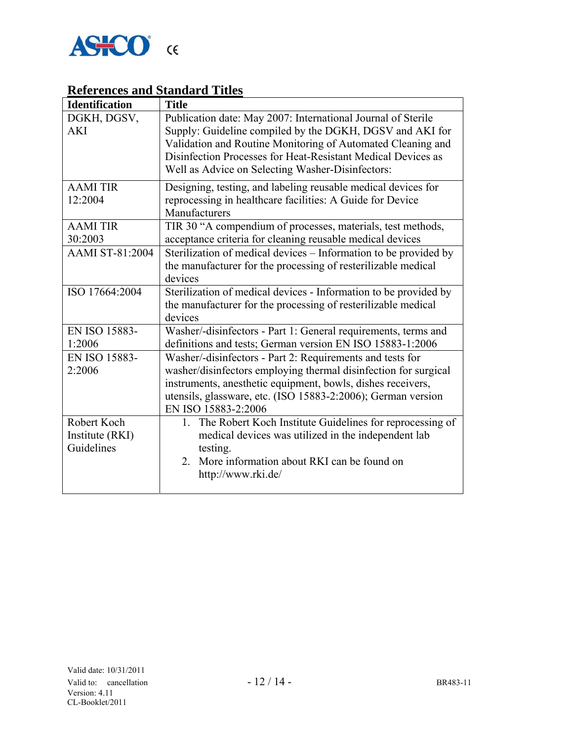## References and Standard Titles

| Identification | Title |
| --- | --- |
| DGKH, DGSV, AKI | Publication date: May 2007: International Journal of Sterile Supply: Guideline compiled by the DGKH, DGSV and AKI for Validation and Routine Monitoring of Automated Cleaning and Disinfection Processes for Heat-Resistant Medical Devices as Well as Advice on Selecting Washer-Disinfectors: |
| AAMI TIR 12:2004 | Designing, testing, and labeling reusable medical devices for reprocessing in healthcare facilities: A Guide for Device Manufacturers |
| AAMI TIR 30:2003 | TIR 30 "A compendium of processes, materials, test methods, acceptance criteria for cleaning reusable medical devices |
| AAMI ST-81:2004 | Sterilization of medical devices – Information to be provided by the manufacturer for the processing of resterilizable medical devices |
| ISO 17664:2004 | Sterilization of medical devices - Information to be provided by the manufacturer for the processing of resterilizable medical devices |
| EN ISO 15883-1:2006 | Washer/-disinfectors - Part 1: General requirements, terms and definitions and tests; German version EN ISO 15883-1:2006 |
| EN ISO 15883-2:2006 | Washer/-disinfectors - Part 2: Requirements and tests for washer/disinfectors employing thermal disinfection for surgical instruments, anesthetic equipment, bowls, dishes receivers, utensils, glassware, etc. (ISO 15883-2:2006); German version EN ISO 15883-2:2006 |
| Robert Koch Institute (RKI) Guidelines | 1. The Robert Koch Institute Guidelines for reprocessing of medical devices was utilized in the independent lab testing.<br>2. More information about RKI can be found on http://www.rki.de/ |

Valid date: 10/31/2011
Valid to: cancellation
Version: 4.11
CL-Booklet/2011

BR483-11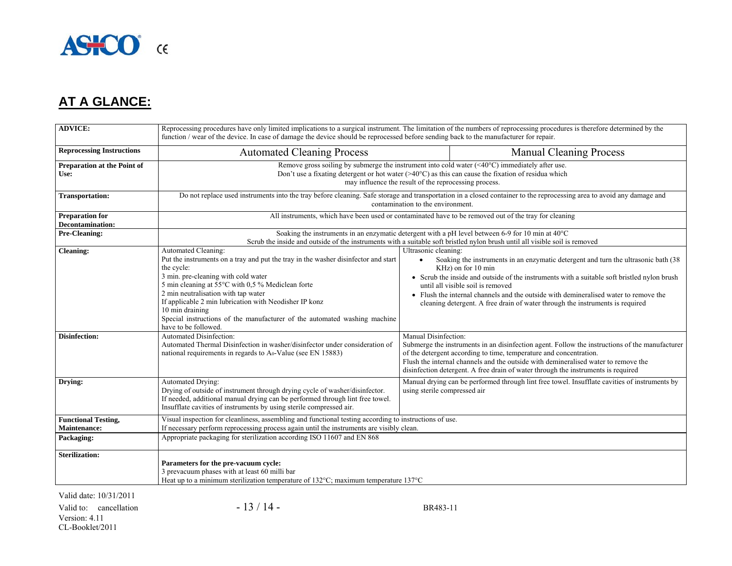## AT A GLANCE:

| ADVICE: | Reprocessing procedures have only limited implications to a surgical instrument. The limitation of the numbers of reprocessing procedures is therefore determined by the function / wear of the device. In case of damage the device should be reprocessed before sending back to the manufacturer for repair. | |
|---|---|---|
| **Reprocessing Instructions** | Automated Cleaning Process | Manual Cleaning Process |
| **Preparation at the Point of Use:** | Remove gross soiling by submerge the instrument into cold water (<40°C) immediately after use. Don't use a fixating detergent or hot water (>40°C) as this can cause the fixation of residua which may influence the result of the reprocessing process. | |
| **Transportation:** | Do not replace used instruments into the tray before cleaning. Safe storage and transportation in a closed container to the reprocessing area to avoid any damage and contamination to the environment. | |
| **Preparation for Decontamination:** | All instruments, which have been used or contaminated have to be removed out of the tray for cleaning | |
| **Pre-Cleaning:** | Soaking the instruments in an enzymatic detergent with a pH level between 6-9 for 10 min at 40°C<br>Scrub the inside and outside of the instruments with a suitable soft bristled nylon brush until all visible soil is removed | |
| **Cleaning:** | Automated Cleaning:<br>Put the instruments on a tray and put the tray in the washer disinfector and start the cycle:<br>3 min. pre-cleaning with cold water<br>5 min cleaning at 55°C with 0,5 % Mediclean forte<br>2 min neutralisation with tap water<br>If applicable 2 min lubrication with Neodisher IP konz<br>10 min draining<br>Special instructions of the manufacturer of the automated washing machine have to be followed. | Ultrasonic cleaning:<br>• Soaking the instruments in an enzymatic detergent and turn the ultrasonic bath (38 KHz) on for 10 min<br>• Scrub the inside and outside of the instruments with a suitable soft bristled nylon brush until all visible soil is removed<br>• Flush the internal channels and the outside with demineralised water to remove the cleaning detergent. A free drain of water through the instruments is required |
| **Disinfection:** | Automated Disinfection:<br>Automated Thermal Disinfection in washer/disinfector under consideration of national requirements in regards to $A_0$-Value (see EN 15883) | Manual Disinfection:<br>Submerge the instruments in an disinfection agent. Follow the instructions of the manufacturer of the detergent according to time, temperature and concentration.<br>Flush the internal channels and the outside with demineralised water to remove the disinfection detergent. A free drain of water through the instruments is required |
| **Drying:** | Automated Drying:<br>Drying of outside of instrument through drying cycle of washer/disinfector.<br>If needed, additional manual drying can be performed through lint free towel.<br>Insufflate cavities of instruments by using sterile compressed air. | Manual drying can be performed through lint free towel. Insufflate cavities of instruments by using sterile compressed air |
| **Functional Testing, Maintenance:** | Visual inspection for cleanliness, assembling and functional testing according to instructions of use.<br>If necessary perform reprocessing process again until the instruments are visibly clean. | |
| **Packaging:** | Appropriate packaging for sterilization according ISO 11607 and EN 868 | |
| **Sterilization:** | **Parameters for the pre-vacuum cycle:**<br>3 prevacuum phases with at least 60 milli bar<br>Heat up to a minimum sterilization temperature of 132°C; maximum temperature 137°C | |

Valid date: 10/31/2011
Valid to: cancellation
Version: 4.11
CL-Booklet/2011

BR483-11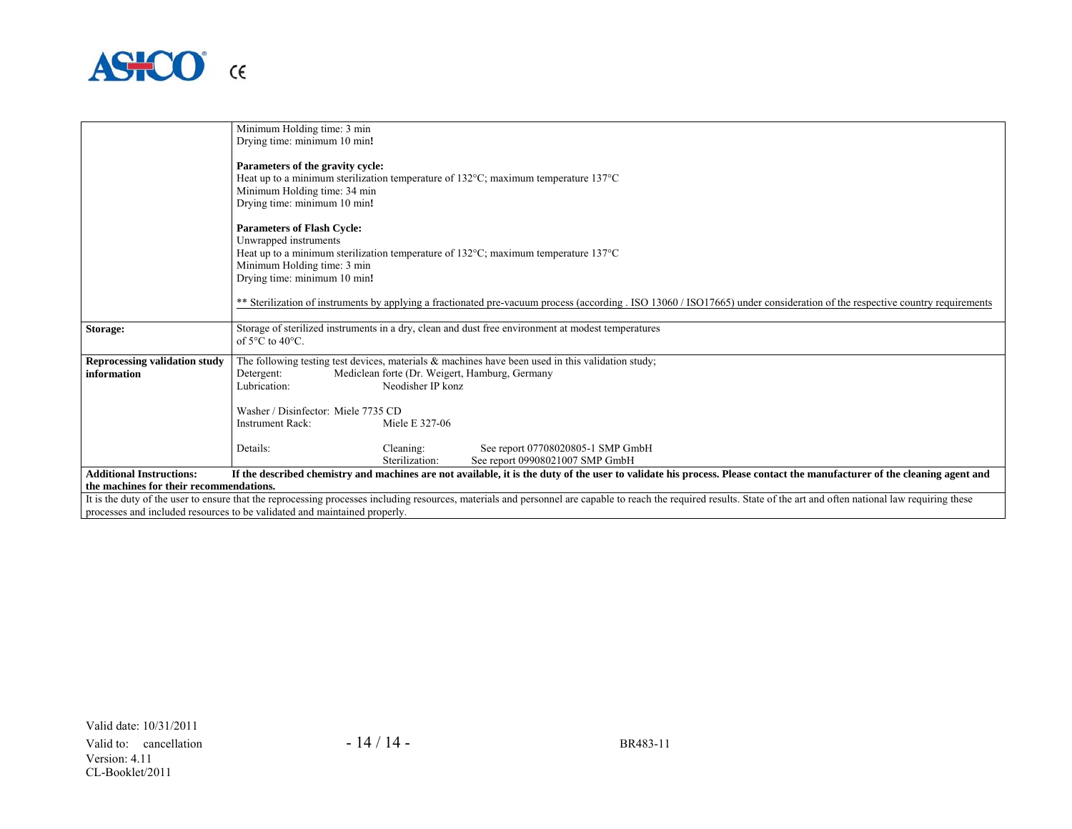| | |
|---|---|
| | Minimum Holding time: 3 min<br>Drying time: minimum 10 min**!**<br><br>**Parameters of the gravity cycle:**<br>Heat up to a minimum sterilization temperature of 132°C; maximum temperature 137°C<br>Minimum Holding time: 34 min<br>Drying time: minimum 10 min**!**<br><br>**Parameters of Flash Cycle:**<br>Unwrapped instruments<br>Heat up to a minimum sterilization temperature of 132°C; maximum temperature 137°C<br>Minimum Holding time: 3 min<br>Drying time: minimum 10 min**!**<br><br>** Sterilization of instruments by applying a fractionated pre-vacuum process (according . ISO 13060 / ISO17665) under consideration of the respective country requirements |
| **Storage:** | Storage of sterilized instruments in a dry, clean and dust free environment at modest temperatures of 5°C to 40°C. |
| **Reprocessing validation study information** | The following testing test devices, materials & machines have been used in this validation study;<br>Detergent: Mediclean forte (Dr. Weigert, Hamburg, Germany<br>Lubrication: Neodisher IP konz<br><br>Washer / Disinfector: Miele 7735 CD<br>Instrument Rack: Miele E 327-06<br><br>Details: Cleaning: See report 07708020805-1 SMP GmbH<br>Sterilization: See report 09908021007 SMP GmbH |
| **Additional Instructions:** | **If the described chemistry and machines are not available, it is the duty of the user to validate his process. Please contact the manufacturer of the cleaning agent and the machines for their recommendations.** |
| It is the duty of the user to ensure that the reprocessing processes including resources, materials and personnel are capable to reach the required results. State of the art and often national law requiring these processes and included resources to be validated and maintained properly. | |

Valid date: 10/31/2011
Valid to: cancellation
Version: 4.11
CL-Booklet/2011

BR483-11